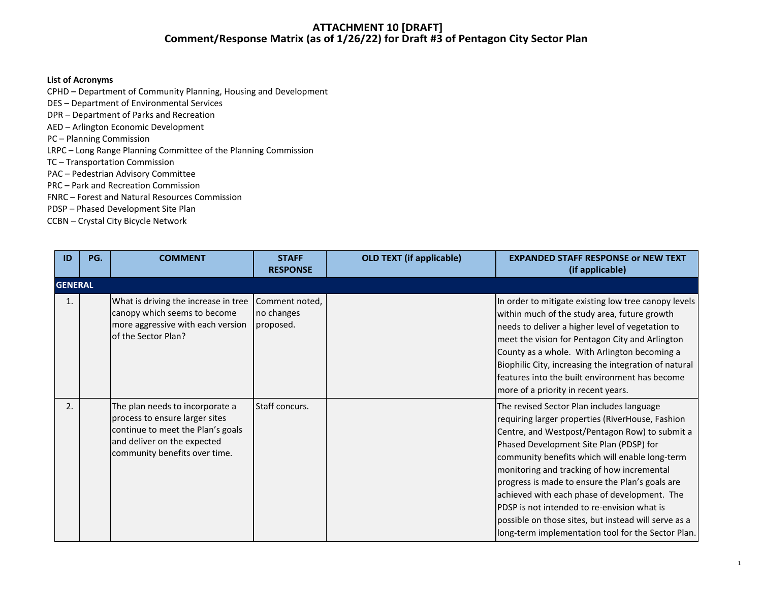# ATTACHMENT 10 [DRAFT]
## Comment/Response Matrix (as of 1/26/22) for Draft #3 of Pentagon City Sector Plan

**List of Acronyms**

CPHD – Department of Community Planning, Housing and Development
DES – Department of Environmental Services
DPR – Department of Parks and Recreation
AED – Arlington Economic Development
PC – Planning Commission
LRPC – Long Range Planning Committee of the Planning Commission
TC – Transportation Commission
PAC – Pedestrian Advisory Committee
PRC – Park and Recreation Commission
FNRC – Forest and Natural Resources Commission
PDSP – Phased Development Site Plan
CCBN – Crystal City Bicycle Network

| ID | PG. | COMMENT | STAFF RESPONSE | OLD TEXT (if applicable) | EXPANDED STAFF RESPONSE or NEW TEXT (if applicable) |
|---|---|---|---|---|---|
| **GENERAL** | | | | | |
| 1. | | What is driving the increase in tree canopy which seems to become more aggressive with each version of the Sector Plan? | Comment noted, no changes proposed. | | In order to mitigate existing low tree canopy levels within much of the study area, future growth needs to deliver a higher level of vegetation to meet the vision for Pentagon City and Arlington County as a whole. With Arlington becoming a Biophilic City, increasing the integration of natural features into the built environment has become more of a priority in recent years. |
| 2. | | The plan needs to incorporate a process to ensure larger sites continue to meet the Plan's goals and deliver on the expected community benefits over time. | Staff concurs. | | The revised Sector Plan includes language requiring larger properties (RiverHouse, Fashion Centre, and Westpost/Pentagon Row) to submit a Phased Development Site Plan (PDSP) for community benefits which will enable long-term monitoring and tracking of how incremental progress is made to ensure the Plan's goals are achieved with each phase of development. The PDSP is not intended to re-envision what is possible on those sites, but instead will serve as a long-term implementation tool for the Sector Plan. |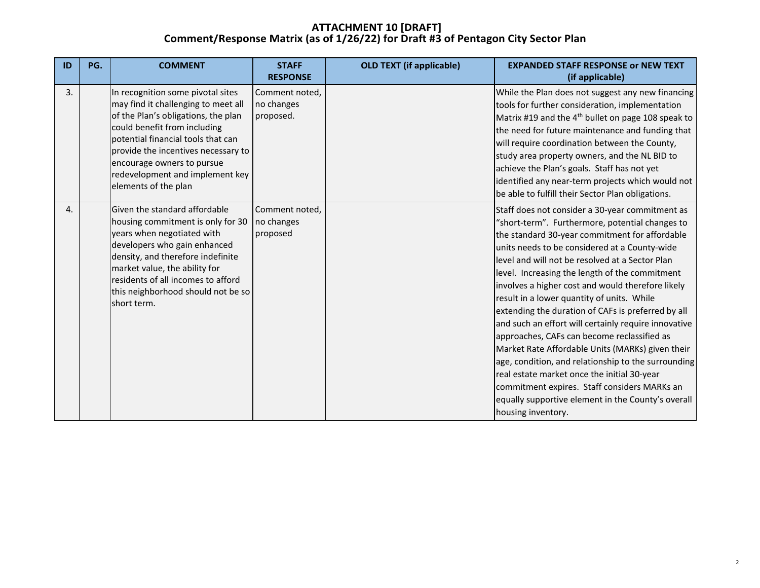# ATTACHMENT 10 [DRAFT]
## Comment/Response Matrix (as of 1/26/22) for Draft #3 of Pentagon City Sector Plan

| ID | PG. | COMMENT | STAFF RESPONSE | OLD TEXT (if applicable) | EXPANDED STAFF RESPONSE or NEW TEXT (if applicable) |
|---|---|---|---|---|---|
| 3. | | In recognition some pivotal sites may find it challenging to meet all of the Plan's obligations, the plan could benefit from including potential financial tools that can provide the incentives necessary to encourage owners to pursue redevelopment and implement key elements of the plan | Comment noted, no changes proposed. | | While the Plan does not suggest any new financing tools for further consideration, implementation Matrix #19 and the 4th bullet on page 108 speak to the need for future maintenance and funding that will require coordination between the County, study area property owners, and the NL BID to achieve the Plan's goals. Staff has not yet identified any near-term projects which would not be able to fulfill their Sector Plan obligations. |
| 4. | | Given the standard affordable housing commitment is only for 30 years when negotiated with developers who gain enhanced density, and therefore indefinite market value, the ability for residents of all incomes to afford this neighborhood should not be so short term. | Comment noted, no changes proposed | | Staff does not consider a 30-year commitment as "short-term". Furthermore, potential changes to the standard 30-year commitment for affordable units needs to be considered at a County-wide level and will not be resolved at a Sector Plan level. Increasing the length of the commitment involves a higher cost and would therefore likely result in a lower quantity of units. While extending the duration of CAFs is preferred by all and such an effort will certainly require innovative approaches, CAFs can become reclassified as Market Rate Affordable Units (MARKs) given their age, condition, and relationship to the surrounding real estate market once the initial 30-year commitment expires. Staff considers MARKs an equally supportive element in the County's overall housing inventory. |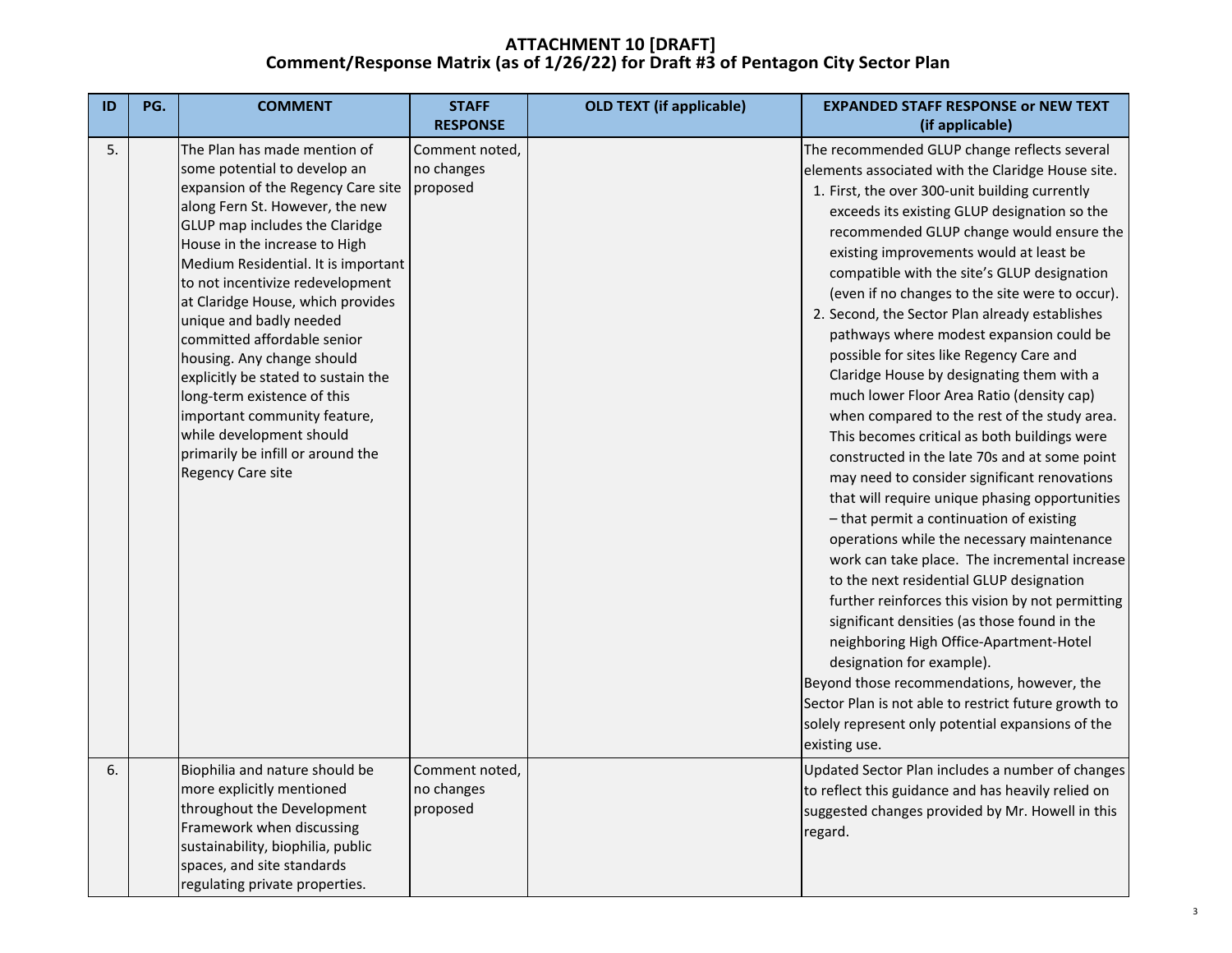# ATTACHMENT 10 [DRAFT]
## Comment/Response Matrix (as of 1/26/22) for Draft #3 of Pentagon City Sector Plan

| ID | PG. | COMMENT | STAFF RESPONSE | OLD TEXT (if applicable) | EXPANDED STAFF RESPONSE or NEW TEXT (if applicable) |
|---|---|---|---|---|---|
| 5. | | The Plan has made mention of some potential to develop an expansion of the Regency Care site along Fern St. However, the new GLUP map includes the Claridge House in the increase to High Medium Residential. It is important to not incentivize redevelopment at Claridge House, which provides unique and badly needed committed affordable senior housing. Any change should explicitly be stated to sustain the long-term existence of this important community feature, while development should primarily be infill or around the Regency Care site | Comment noted, no changes proposed | | The recommended GLUP change reflects several elements associated with the Claridge House site.<br>1. First, the over 300-unit building currently exceeds its existing GLUP designation so the recommended GLUP change would ensure the existing improvements would at least be compatible with the site's GLUP designation (even if no changes to the site were to occur).<br>2. Second, the Sector Plan already establishes pathways where modest expansion could be possible for sites like Regency Care and Claridge House by designating them with a much lower Floor Area Ratio (density cap) when compared to the rest of the study area. This becomes critical as both buildings were constructed in the late 70s and at some point may need to consider significant renovations that will require unique phasing opportunities – that permit a continuation of existing operations while the necessary maintenance work can take place. The incremental increase to the next residential GLUP designation further reinforces this vision by not permitting significant densities (as those found in the neighboring High Office-Apartment-Hotel designation for example).<br>Beyond those recommendations, however, the Sector Plan is not able to restrict future growth to solely represent only potential expansions of the existing use. |
| 6. | | Biophilia and nature should be more explicitly mentioned throughout the Development Framework when discussing sustainability, biophilia, public spaces, and site standards regulating private properties. | Comment noted, no changes proposed | | Updated Sector Plan includes a number of changes to reflect this guidance and has heavily relied on suggested changes provided by Mr. Howell in this regard. |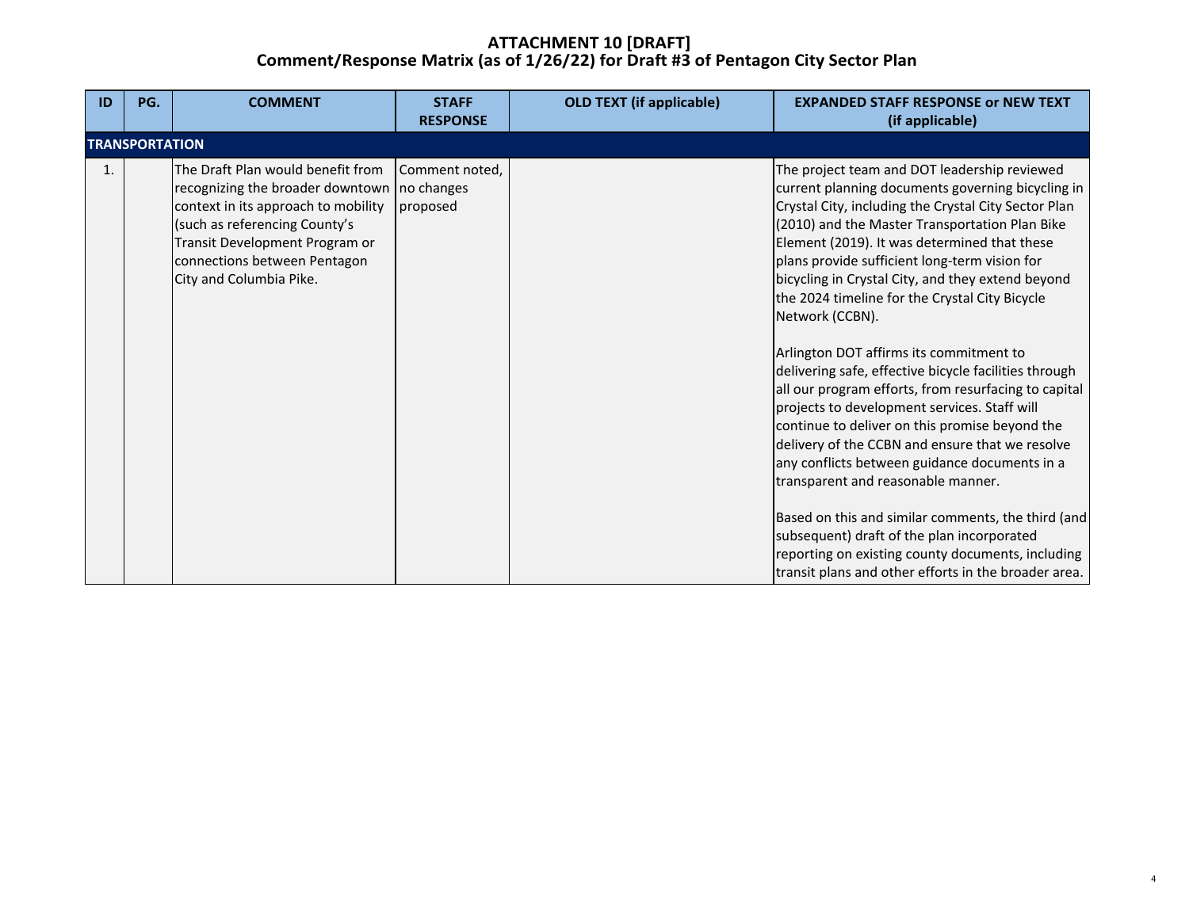# ATTACHMENT 10 [DRAFT]

## Comment/Response Matrix (as of 1/26/22) for Draft #3 of Pentagon City Sector Plan

| ID | PG. | COMMENT | STAFF RESPONSE | OLD TEXT (if applicable) | EXPANDED STAFF RESPONSE or NEW TEXT (if applicable) |
|---|---|---|---|---|---|
| **TRANSPORTATION** | | | | | |
| 1. | | The Draft Plan would benefit from recognizing the broader downtown context in its approach to mobility (such as referencing County's Transit Development Program or connections between Pentagon City and Columbia Pike. | Comment noted, no changes proposed | | The project team and DOT leadership reviewed current planning documents governing bicycling in Crystal City, including the Crystal City Sector Plan (2010) and the Master Transportation Plan Bike Element (2019). It was determined that these plans provide sufficient long-term vision for bicycling in Crystal City, and they extend beyond the 2024 timeline for the Crystal City Bicycle Network (CCBN).<br><br>Arlington DOT affirms its commitment to delivering safe, effective bicycle facilities through all our program efforts, from resurfacing to capital projects to development services. Staff will continue to deliver on this promise beyond the delivery of the CCBN and ensure that we resolve any conflicts between guidance documents in a transparent and reasonable manner.<br><br>Based on this and similar comments, the third (and subsequent) draft of the plan incorporated reporting on existing county documents, including transit plans and other efforts in the broader area. |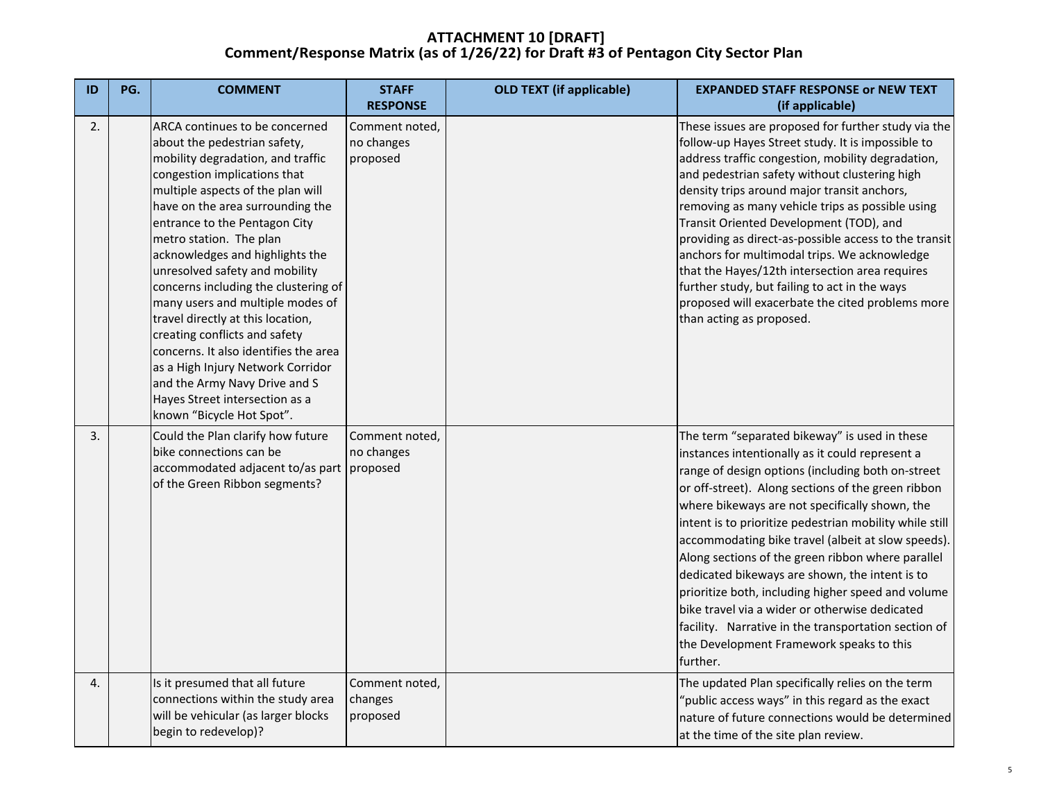# ATTACHMENT 10 [DRAFT]
## Comment/Response Matrix (as of 1/26/22) for Draft #3 of Pentagon City Sector Plan

| ID | PG. | COMMENT | STAFF RESPONSE | OLD TEXT (if applicable) | EXPANDED STAFF RESPONSE or NEW TEXT (if applicable) |
|---|---|---|---|---|---|
| 2. | | ARCA continues to be concerned about the pedestrian safety, mobility degradation, and traffic congestion implications that multiple aspects of the plan will have on the area surrounding the entrance to the Pentagon City metro station. The plan acknowledges and highlights the unresolved safety and mobility concerns including the clustering of many users and multiple modes of travel directly at this location, creating conflicts and safety concerns. It also identifies the area as a High Injury Network Corridor and the Army Navy Drive and S Hayes Street intersection as a known "Bicycle Hot Spot". | Comment noted, no changes proposed | | These issues are proposed for further study via the follow-up Hayes Street study. It is impossible to address traffic congestion, mobility degradation, and pedestrian safety without clustering high density trips around major transit anchors, removing as many vehicle trips as possible using Transit Oriented Development (TOD), and providing as direct-as-possible access to the transit anchors for multimodal trips. We acknowledge that the Hayes/12th intersection area requires further study, but failing to act in the ways proposed will exacerbate the cited problems more than acting as proposed. |
| 3. | | Could the Plan clarify how future bike connections can be accommodated adjacent to/as part of the Green Ribbon segments? | Comment noted, no changes proposed | | The term "separated bikeway" is used in these instances intentionally as it could represent a range of design options (including both on-street or off-street). Along sections of the green ribbon where bikeways are not specifically shown, the intent is to prioritize pedestrian mobility while still accommodating bike travel (albeit at slow speeds). Along sections of the green ribbon where parallel dedicated bikeways are shown, the intent is to prioritize both, including higher speed and volume bike travel via a wider or otherwise dedicated facility. Narrative in the transportation section of the Development Framework speaks to this further. |
| 4. | | Is it presumed that all future connections within the study area will be vehicular (as larger blocks begin to redevelop)? | Comment noted, changes proposed | | The updated Plan specifically relies on the term "public access ways" in this regard as the exact nature of future connections would be determined at the time of the site plan review. |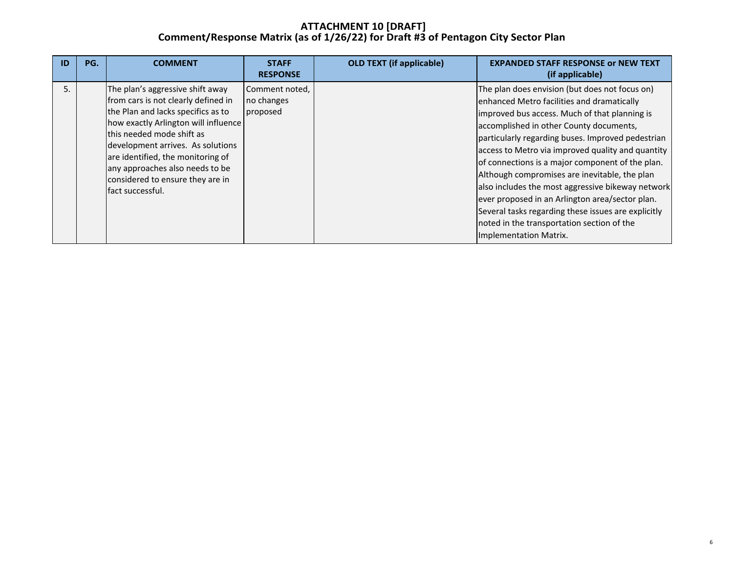**ATTACHMENT 10 [DRAFT]**
**Comment/Response Matrix (as of 1/26/22) for Draft #3 of Pentagon City Sector Plan**

| ID | PG. | COMMENT | STAFF RESPONSE | OLD TEXT (if applicable) | EXPANDED STAFF RESPONSE or NEW TEXT (if applicable) |
|---|---|---|---|---|---|
| 5. | | The plan's aggressive shift away from cars is not clearly defined in the Plan and lacks specifics as to how exactly Arlington will influence this needed mode shift as development arrives. As solutions are identified, the monitoring of any approaches also needs to be considered to ensure they are in fact successful. | Comment noted, no changes proposed | | The plan does envision (but does not focus on) enhanced Metro facilities and dramatically improved bus access. Much of that planning is accomplished in other County documents, particularly regarding buses. Improved pedestrian access to Metro via improved quality and quantity of connections is a major component of the plan. Although compromises are inevitable, the plan also includes the most aggressive bikeway network ever proposed in an Arlington area/sector plan. Several tasks regarding these issues are explicitly noted in the transportation section of the Implementation Matrix. |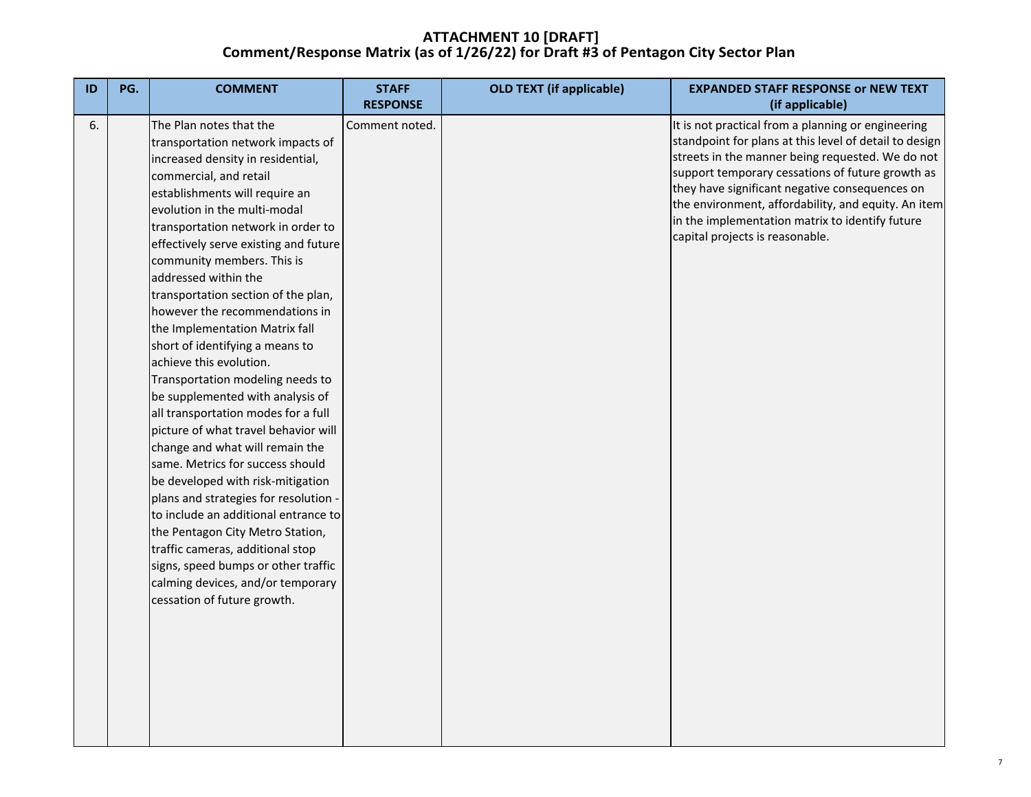# ATTACHMENT 10 [DRAFT]
## Comment/Response Matrix (as of 1/26/22) for Draft #3 of Pentagon City Sector Plan

| ID | PG. | COMMENT | STAFF RESPONSE | OLD TEXT (if applicable) | EXPANDED STAFF RESPONSE or NEW TEXT (if applicable) |
|---|---|---|---|---|---|
| 6. | | The Plan notes that the transportation network impacts of increased density in residential, commercial, and retail establishments will require an evolution in the multi-modal transportation network in order to effectively serve existing and future community members. This is addressed within the transportation section of the plan, however the recommendations in the Implementation Matrix fall short of identifying a means to achieve this evolution. Transportation modeling needs to be supplemented with analysis of all transportation modes for a full picture of what travel behavior will change and what will remain the same. Metrics for success should be developed with risk-mitigation plans and strategies for resolution - to include an additional entrance to the Pentagon City Metro Station, traffic cameras, additional stop signs, speed bumps or other traffic calming devices, and/or temporary cessation of future growth. | Comment noted. | | It is not practical from a planning or engineering standpoint for plans at this level of detail to design streets in the manner being requested. We do not support temporary cessations of future growth as they have significant negative consequences on the environment, affordability, and equity. An item in the implementation matrix to identify future capital projects is reasonable. |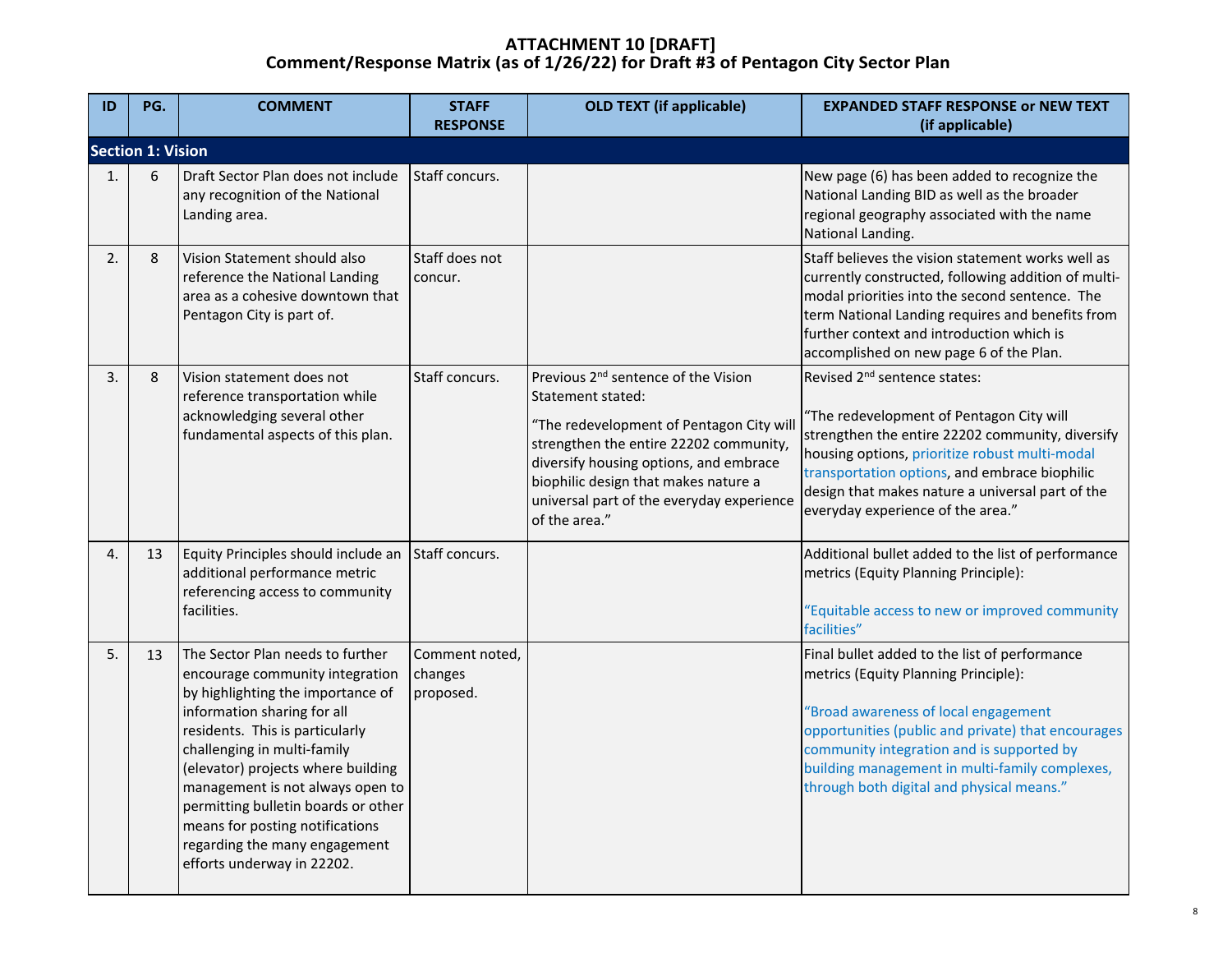# ATTACHMENT 10 [DRAFT]
## Comment/Response Matrix (as of 1/26/22) for Draft #3 of Pentagon City Sector Plan

| ID | PG. | COMMENT | STAFF RESPONSE | OLD TEXT (if applicable) | EXPANDED STAFF RESPONSE or NEW TEXT (if applicable) |
|---|---|---|---|---|---|
| **Section 1: Vision** | | | | | |
| 1. | 6 | Draft Sector Plan does not include any recognition of the National Landing area. | Staff concurs. | | New page (6) has been added to recognize the National Landing BID as well as the broader regional geography associated with the name National Landing. |
| 2. | 8 | Vision Statement should also reference the National Landing area as a cohesive downtown that Pentagon City is part of. | Staff does not concur. | | Staff believes the vision statement works well as currently constructed, following addition of multi-modal priorities into the second sentence. The term National Landing requires and benefits from further context and introduction which is accomplished on new page 6 of the Plan. |
| 3. | 8 | Vision statement does not reference transportation while acknowledging several other fundamental aspects of this plan. | Staff concurs. | Previous 2nd sentence of the Vision Statement stated:<br><br>"The redevelopment of Pentagon City will strengthen the entire 22202 community, diversify housing options, and embrace biophilic design that makes nature a universal part of the everyday experience of the area." | Revised 2nd sentence states:<br><br>"The redevelopment of Pentagon City will strengthen the entire 22202 community, diversify housing options, prioritize robust multi-modal transportation options, and embrace biophilic design that makes nature a universal part of the everyday experience of the area." |
| 4. | 13 | Equity Principles should include an additional performance metric referencing access to community facilities. | Staff concurs. | | Additional bullet added to the list of performance metrics (Equity Planning Principle):<br><br>"Equitable access to new or improved community facilities" |
| 5. | 13 | The Sector Plan needs to further encourage community integration by highlighting the importance of information sharing for all residents. This is particularly challenging in multi-family (elevator) projects where building management is not always open to permitting bulletin boards or other means for posting notifications regarding the many engagement efforts underway in 22202. | Comment noted, changes proposed. | | Final bullet added to the list of performance metrics (Equity Planning Principle):<br><br>"Broad awareness of local engagement opportunities (public and private) that encourages community integration and is supported by building management in multi-family complexes, through both digital and physical means." |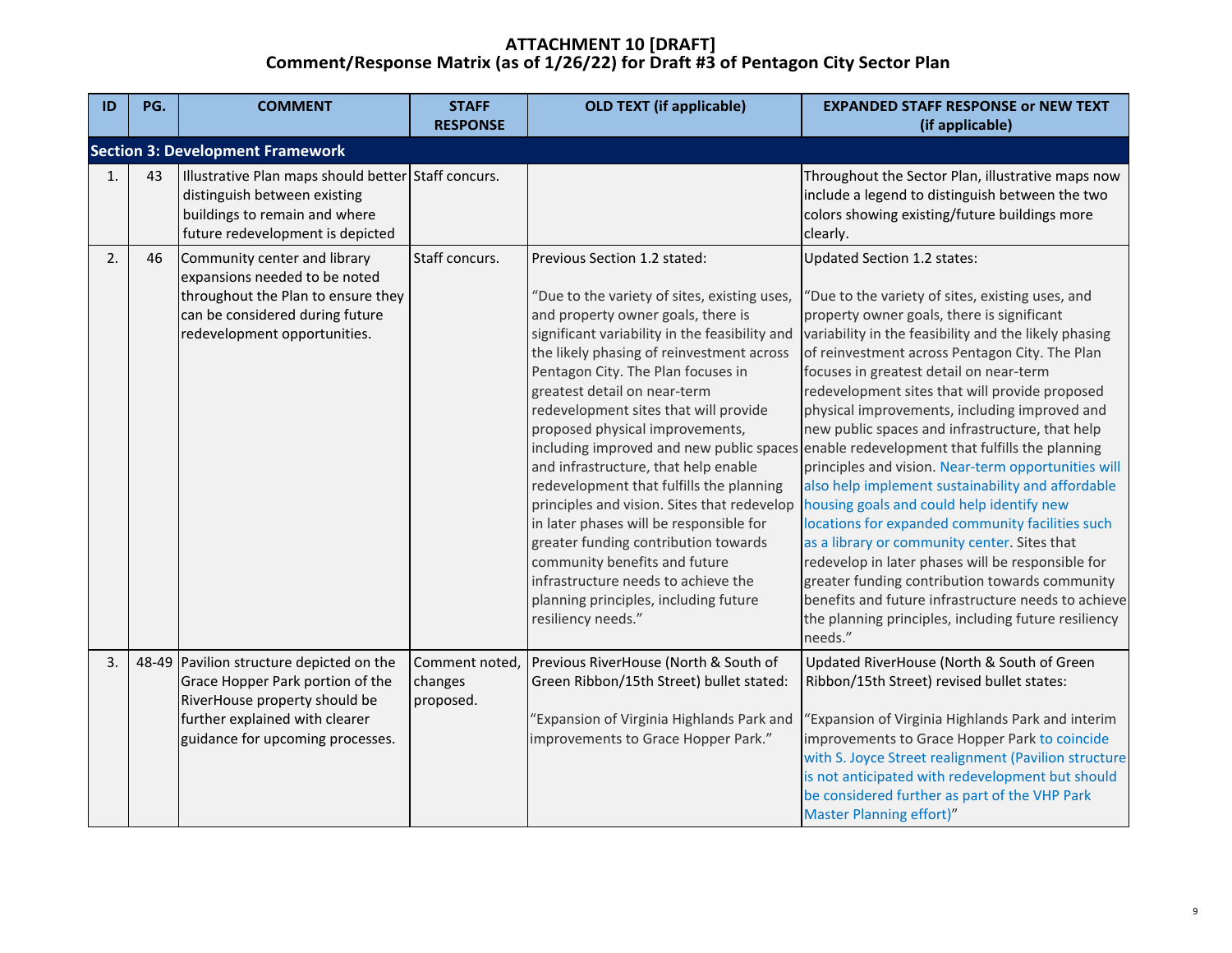# ATTACHMENT 10 [DRAFT]
# Comment/Response Matrix (as of 1/26/22) for Draft #3 of Pentagon City Sector Plan

| ID | PG. | COMMENT | STAFF RESPONSE | OLD TEXT (if applicable) | EXPANDED STAFF RESPONSE or NEW TEXT (if applicable) |
|---|---|---|---|---|---|
| **Section 3: Development Framework** | | | | | |
| 1. | 43 | Illustrative Plan maps should better distinguish between existing buildings to remain and where future redevelopment is depicted | Staff concurs. | | Throughout the Sector Plan, illustrative maps now include a legend to distinguish between the two colors showing existing/future buildings more clearly. |
| 2. | 46 | Community center and library expansions needed to be noted throughout the Plan to ensure they can be considered during future redevelopment opportunities. | Staff concurs. | Previous Section 1.2 stated:<br><br>"Due to the variety of sites, existing uses, and property owner goals, there is significant variability in the feasibility and the likely phasing of reinvestment across Pentagon City. The Plan focuses in greatest detail on near-term redevelopment sites that will provide proposed physical improvements, including improved and new public spaces and infrastructure, that help enable redevelopment that fulfills the planning principles and vision. Sites that redevelop in later phases will be responsible for greater funding contribution towards community benefits and future infrastructure needs to achieve the planning principles, including future resiliency needs." | Updated Section 1.2 states:<br><br>"Due to the variety of sites, existing uses, and property owner goals, there is significant variability in the feasibility and the likely phasing of reinvestment across Pentagon City. The Plan focuses in greatest detail on near-term redevelopment sites that will provide proposed physical improvements, including improved and new public spaces and infrastructure, that help enable redevelopment that fulfills the planning principles and vision. Near-term opportunities will also help implement sustainability and affordable housing goals and could help identify new locations for expanded community facilities such as a library or community center. Sites that redevelop in later phases will be responsible for greater funding contribution towards community benefits and future infrastructure needs to achieve the planning principles, including future resiliency needs." |
| 3. | 48-49 | Pavilion structure depicted on the Grace Hopper Park portion of the RiverHouse property should be further explained with clearer guidance for upcoming processes. | Comment noted, changes proposed. | Previous RiverHouse (North & South of Green Ribbon/15th Street) bullet stated:<br><br>"Expansion of Virginia Highlands Park and improvements to Grace Hopper Park." | Updated RiverHouse (North & South of Green Ribbon/15th Street) revised bullet states:<br><br>"Expansion of Virginia Highlands Park and interim improvements to Grace Hopper Park to coincide with S. Joyce Street realignment (Pavilion structure is not anticipated with redevelopment but should be considered further as part of the VHP Park Master Planning effort)" |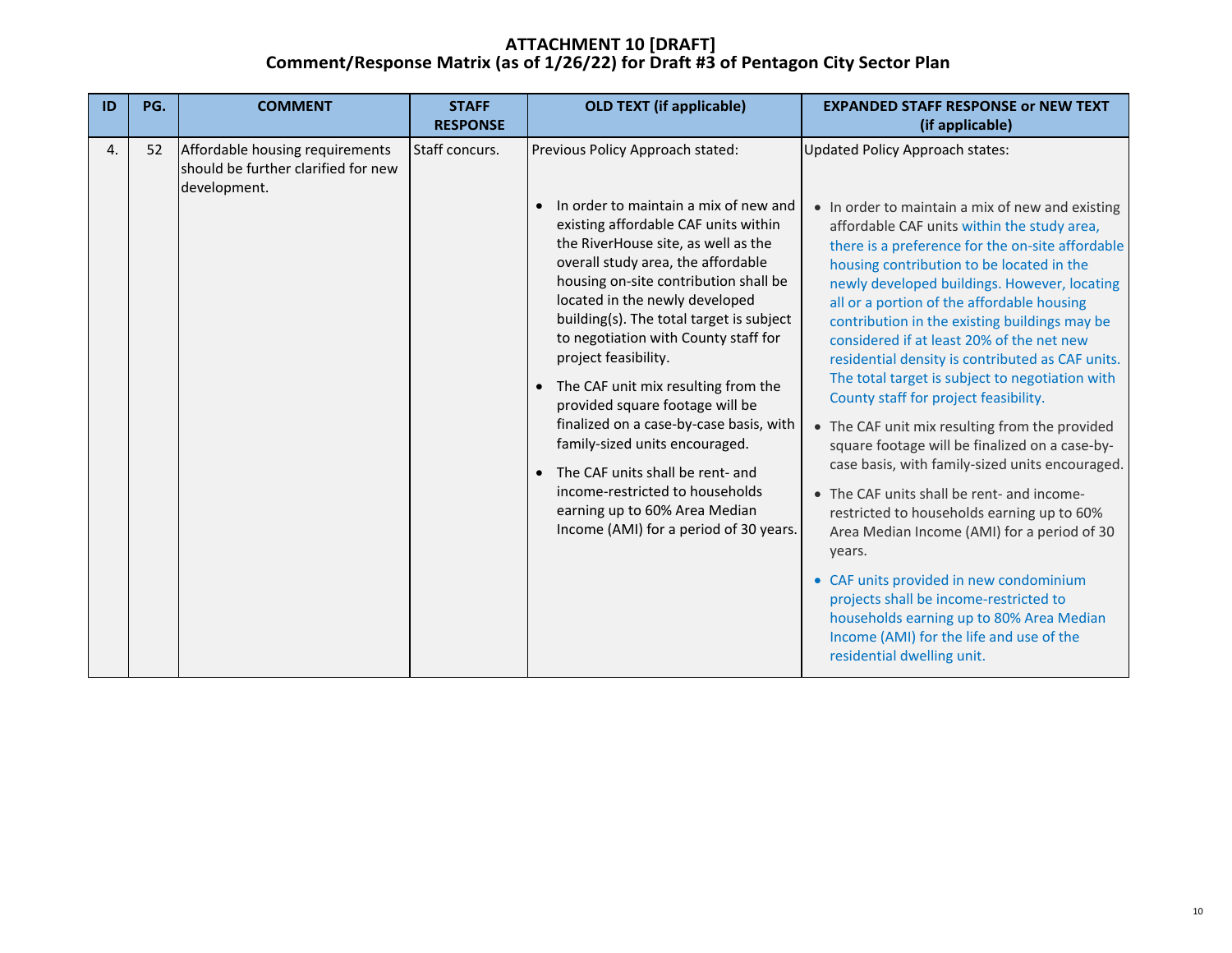# ATTACHMENT 10 [DRAFT]
## Comment/Response Matrix (as of 1/26/22) for Draft #3 of Pentagon City Sector Plan

| ID | PG. | COMMENT | STAFF RESPONSE | OLD TEXT (if applicable) | EXPANDED STAFF RESPONSE or NEW TEXT (if applicable) |
|---|---|---|---|---|---|
| 4. | 52 | Affordable housing requirements should be further clarified for new development. | Staff concurs. | Previous Policy Approach stated:<br><br>• In order to maintain a mix of new and existing affordable CAF units within the RiverHouse site, as well as the overall study area, the affordable housing on-site contribution shall be located in the newly developed building(s). The total target is subject to negotiation with County staff for project feasibility.<br>• The CAF unit mix resulting from the provided square footage will be finalized on a case-by-case basis, with family-sized units encouraged.<br>• The CAF units shall be rent- and income-restricted to households earning up to 60% Area Median Income (AMI) for a period of 30 years. | Updated Policy Approach states:<br><br>• In order to maintain a mix of new and existing affordable CAF units within the study area, there is a preference for the on-site affordable housing contribution to be located in the newly developed buildings. However, locating all or a portion of the affordable housing contribution in the existing buildings may be considered if at least 20% of the net new residential density is contributed as CAF units. The total target is subject to negotiation with County staff for project feasibility.<br>• The CAF unit mix resulting from the provided square footage will be finalized on a case-by-case basis, with family-sized units encouraged.<br>• The CAF units shall be rent- and income-restricted to households earning up to 60% Area Median Income (AMI) for a period of 30 years.<br>• CAF units provided in new condominium projects shall be income-restricted to households earning up to 80% Area Median Income (AMI) for the life and use of the residential dwelling unit. |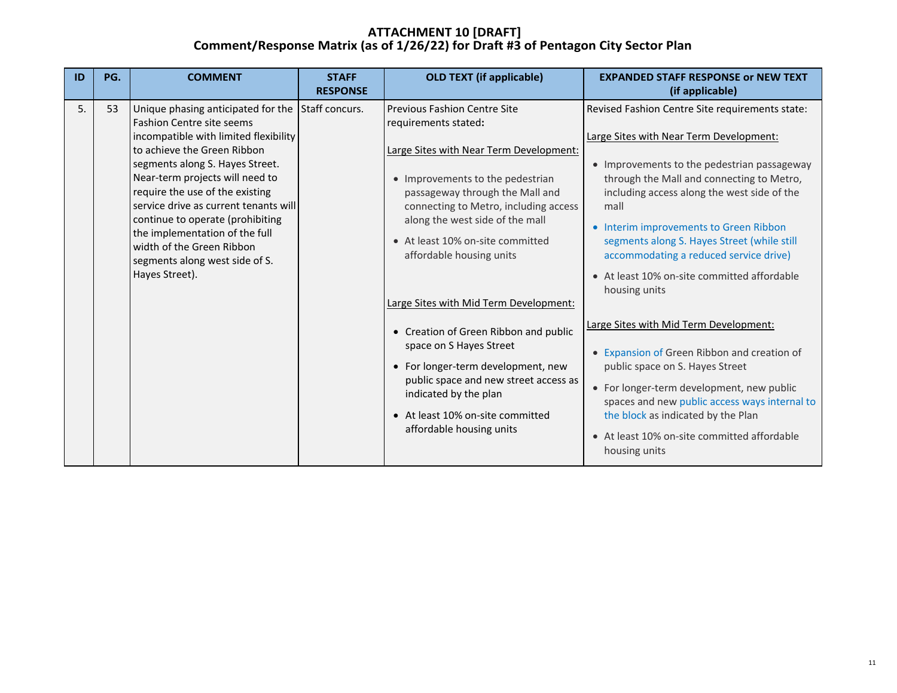# ATTACHMENT 10 [DRAFT]
## Comment/Response Matrix (as of 1/26/22) for Draft #3 of Pentagon City Sector Plan

| ID | PG. | COMMENT | STAFF RESPONSE | OLD TEXT (if applicable) | EXPANDED STAFF RESPONSE or NEW TEXT (if applicable) |
|---|---|---|---|---|---|
| 5. | 53 | Unique phasing anticipated for the Fashion Centre site seems incompatible with limited flexibility to achieve the Green Ribbon segments along S. Hayes Street. Near-term projects will need to require the use of the existing service drive as current tenants will continue to operate (prohibiting the implementation of the full width of the Green Ribbon segments along west side of S. Hayes Street). | Staff concurs. | Previous Fashion Centre Site requirements stated:<br><br>Large Sites with Near Term Development:<br><br>• Improvements to the pedestrian passageway through the Mall and connecting to Metro, including access along the west side of the mall<br>• At least 10% on-site committed affordable housing units<br><br>Large Sites with Mid Term Development:<br><br>• Creation of Green Ribbon and public space on S Hayes Street<br>• For longer-term development, new public space and new street access as indicated by the plan<br>• At least 10% on-site committed affordable housing units | Revised Fashion Centre Site requirements state:<br><br>Large Sites with Near Term Development:<br><br>• Improvements to the pedestrian passageway through the Mall and connecting to Metro, including access along the west side of the mall<br>• Interim improvements to Green Ribbon segments along S. Hayes Street (while still accommodating a reduced service drive)<br>• At least 10% on-site committed affordable housing units<br><br>Large Sites with Mid Term Development:<br><br>• Expansion of Green Ribbon and creation of public space on S. Hayes Street<br>• For longer-term development, new public spaces and new public access ways internal to the block as indicated by the Plan<br>• At least 10% on-site committed affordable housing units |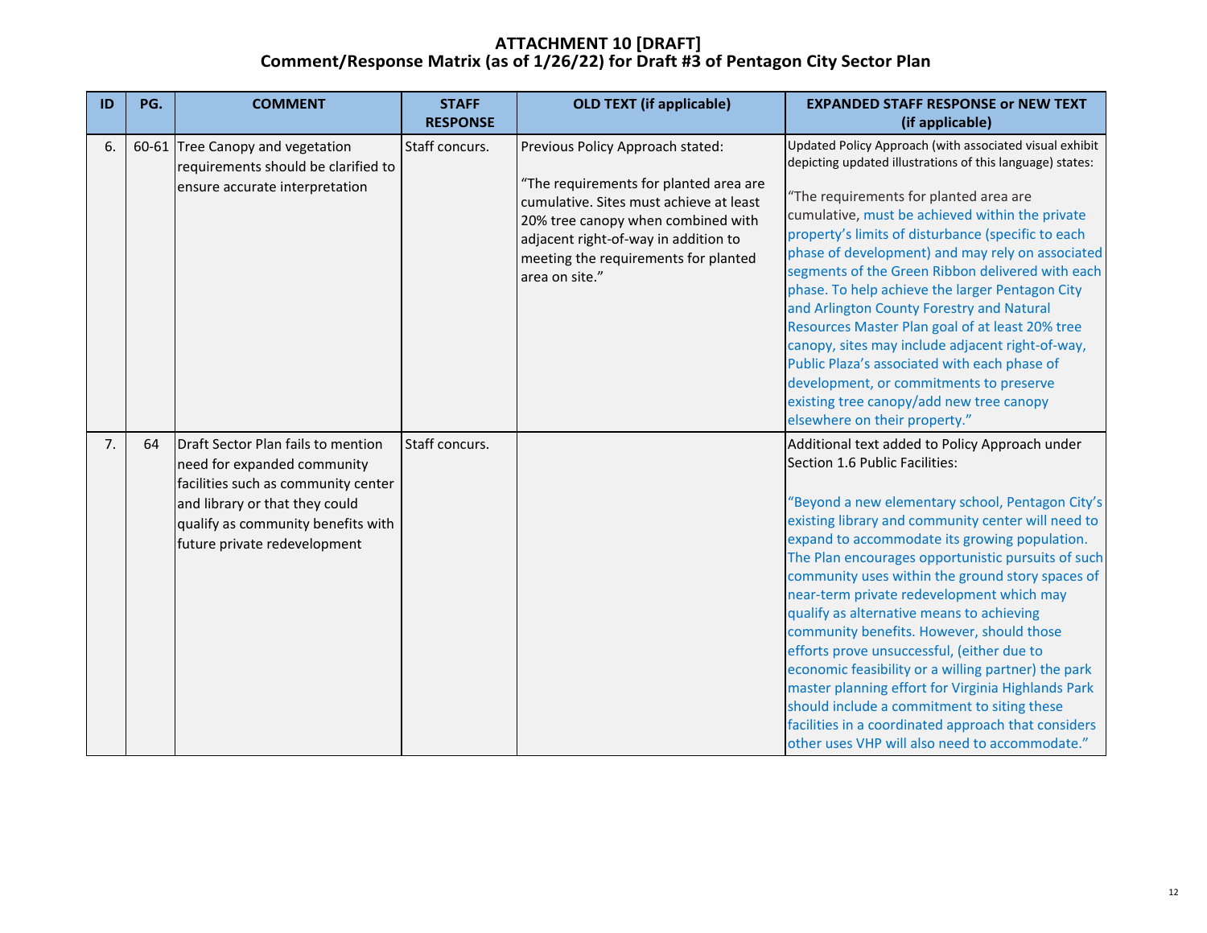# ATTACHMENT 10 [DRAFT]
## Comment/Response Matrix (as of 1/26/22) for Draft #3 of Pentagon City Sector Plan

| ID | PG. | COMMENT | STAFF RESPONSE | OLD TEXT (if applicable) | EXPANDED STAFF RESPONSE or NEW TEXT (if applicable) |
|---|---|---|---|---|---|
| 6. | 60-61 | Tree Canopy and vegetation requirements should be clarified to ensure accurate interpretation | Staff concurs. | Previous Policy Approach stated:<br><br>"The requirements for planted area are cumulative. Sites must achieve at least 20% tree canopy when combined with adjacent right-of-way in addition to meeting the requirements for planted area on site." | Updated Policy Approach (with associated visual exhibit depicting updated illustrations of this language) states:<br><br>"The requirements for planted area are cumulative, must be achieved within the private property's limits of disturbance (specific to each phase of development) and may rely on associated segments of the Green Ribbon delivered with each phase. To help achieve the larger Pentagon City and Arlington County Forestry and Natural Resources Master Plan goal of at least 20% tree canopy, sites may include adjacent right-of-way, Public Plaza's associated with each phase of development, or commitments to preserve existing tree canopy/add new tree canopy elsewhere on their property." |
| 7. | 64 | Draft Sector Plan fails to mention need for expanded community facilities such as community center and library or that they could qualify as community benefits with future private redevelopment | Staff concurs. | | Additional text added to Policy Approach under Section 1.6 Public Facilities:<br><br>"Beyond a new elementary school, Pentagon City's existing library and community center will need to expand to accommodate its growing population. The Plan encourages opportunistic pursuits of such community uses within the ground story spaces of near-term private redevelopment which may qualify as alternative means to achieving community benefits. However, should those efforts prove unsuccessful, (either due to economic feasibility or a willing partner) the park master planning effort for Virginia Highlands Park should include a commitment to siting these facilities in a coordinated approach that considers other uses VHP will also need to accommodate." |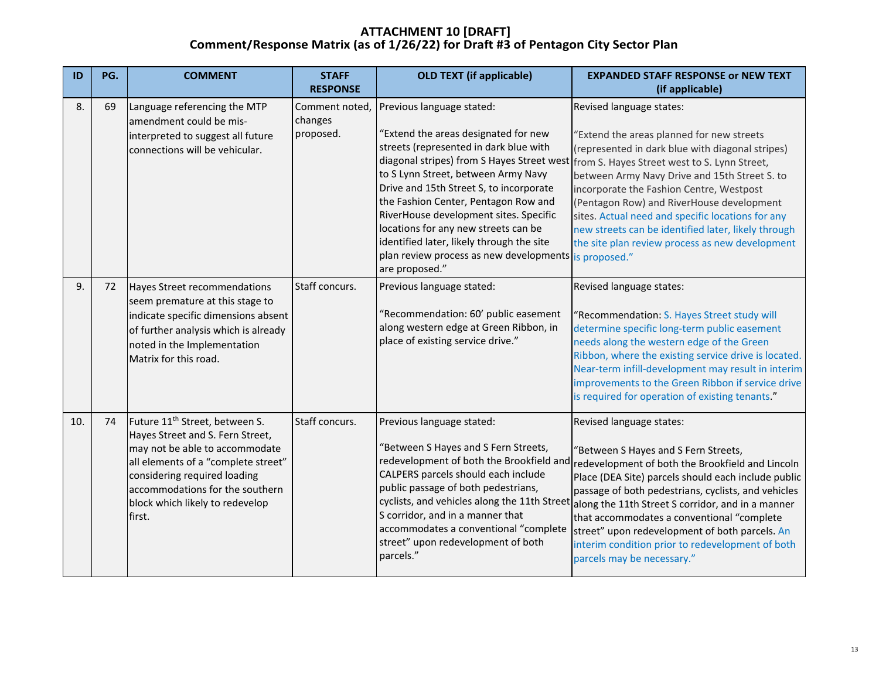# ATTACHMENT 10 [DRAFT]
# Comment/Response Matrix (as of 1/26/22) for Draft #3 of Pentagon City Sector Plan

| ID | PG. | COMMENT | STAFF RESPONSE | OLD TEXT (if applicable) | EXPANDED STAFF RESPONSE or NEW TEXT (if applicable) |
|---|---|---|---|---|---|
| 8. | 69 | Language referencing the MTP amendment could be mis-interpreted to suggest all future connections will be vehicular. | Comment noted, changes proposed. | Previous language stated:<br><br>"Extend the areas designated for new streets (represented in dark blue with diagonal stripes) from S Hayes Street west to S Lynn Street, between Army Navy Drive and 15th Street S, to incorporate the Fashion Center, Pentagon Row and RiverHouse development sites. Specific locations for any new streets can be identified later, likely through the site plan review process as new developments are proposed." | Revised language states:<br><br>"Extend the areas planned for new streets (represented in dark blue with diagonal stripes) from S. Hayes Street west to S. Lynn Street, between Army Navy Drive and 15th Street S. to incorporate the Fashion Centre, Westpost (Pentagon Row) and RiverHouse development sites. Actual need and specific locations for any new streets can be identified later, likely through the site plan review process as new development is proposed." |
| 9. | 72 | Hayes Street recommendations seem premature at this stage to indicate specific dimensions absent of further analysis which is already noted in the Implementation Matrix for this road. | Staff concurs. | Previous language stated:<br><br>"Recommendation: 60' public easement along western edge at Green Ribbon, in place of existing service drive." | Revised language states:<br><br>"Recommendation: S. Hayes Street study will determine specific long-term public easement needs along the western edge of the Green Ribbon, where the existing service drive is located. Near-term infill-development may result in interim improvements to the Green Ribbon if service drive is required for operation of existing tenants." |
| 10. | 74 | Future 11th Street, between S. Hayes Street and S. Fern Street, may not be able to accommodate all elements of a "complete street" considering required loading accommodations for the southern block which likely to redevelop first. | Staff concurs. | Previous language stated:<br><br>"Between S Hayes and S Fern Streets, redevelopment of both the Brookfield and CALPERS parcels should each include public passage of both pedestrians, cyclists, and vehicles along the 11th Street S corridor, and in a manner that accommodates a conventional "complete street" upon redevelopment of both parcels." | Revised language states:<br><br>"Between S Hayes and S Fern Streets, redevelopment of both the Brookfield and Lincoln Place (DEA Site) parcels should each include public passage of both pedestrians, cyclists, and vehicles along the 11th Street S corridor, and in a manner that accommodates a conventional "complete street" upon redevelopment of both parcels. An interim condition prior to redevelopment of both parcels may be necessary." |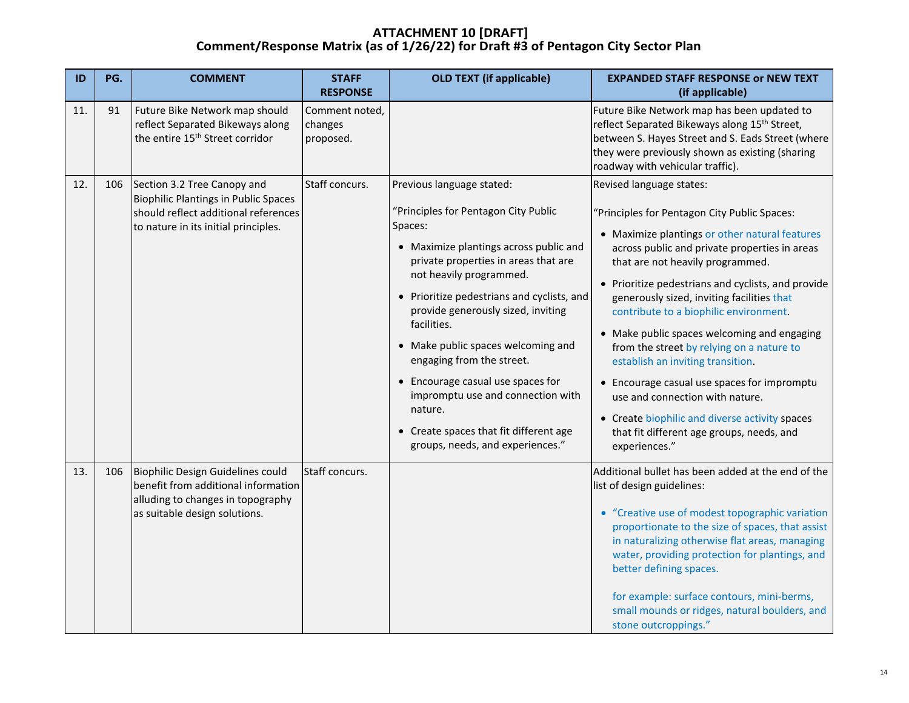# ATTACHMENT 10 [DRAFT]
## Comment/Response Matrix (as of 1/26/22) for Draft #3 of Pentagon City Sector Plan

| ID | PG. | COMMENT | STAFF RESPONSE | OLD TEXT (if applicable) | EXPANDED STAFF RESPONSE or NEW TEXT (if applicable) |
|---|---|---|---|---|---|
| 11. | 91 | Future Bike Network map should reflect Separated Bikeways along the entire 15th Street corridor | Comment noted, changes proposed. | | Future Bike Network map has been updated to reflect Separated Bikeways along 15th Street, between S. Hayes Street and S. Eads Street (where they were previously shown as existing (sharing roadway with vehicular traffic). |
| 12. | 106 | Section 3.2 Tree Canopy and Biophilic Plantings in Public Spaces should reflect additional references to nature in its initial principles. | Staff concurs. | Previous language stated:<br><br>"Principles for Pentagon City Public Spaces:<br>• Maximize plantings across public and private properties in areas that are not heavily programmed.<br>• Prioritize pedestrians and cyclists, and provide generously sized, inviting facilities.<br>• Make public spaces welcoming and engaging from the street.<br>• Encourage casual use spaces for impromptu use and connection with nature.<br>• Create spaces that fit different age groups, needs, and experiences." | Revised language states:<br><br>"Principles for Pentagon City Public Spaces:<br>• Maximize plantings or other natural features across public and private properties in areas that are not heavily programmed.<br>• Prioritize pedestrians and cyclists, and provide generously sized, inviting facilities that contribute to a biophilic environment.<br>• Make public spaces welcoming and engaging from the street by relying on a nature to establish an inviting transition.<br>• Encourage casual use spaces for impromptu use and connection with nature.<br>• Create biophilic and diverse activity spaces that fit different age groups, needs, and experiences." |
| 13. | 106 | Biophilic Design Guidelines could benefit from additional information alluding to changes in topography as suitable design solutions. | Staff concurs. | | Additional bullet has been added at the end of the list of design guidelines:<br><br>• "Creative use of modest topographic variation proportionate to the size of spaces, that assist in naturalizing otherwise flat areas, managing water, providing protection for plantings, and better defining spaces.<br><br>for example: surface contours, mini-berms, small mounds or ridges, natural boulders, and stone outcroppings." |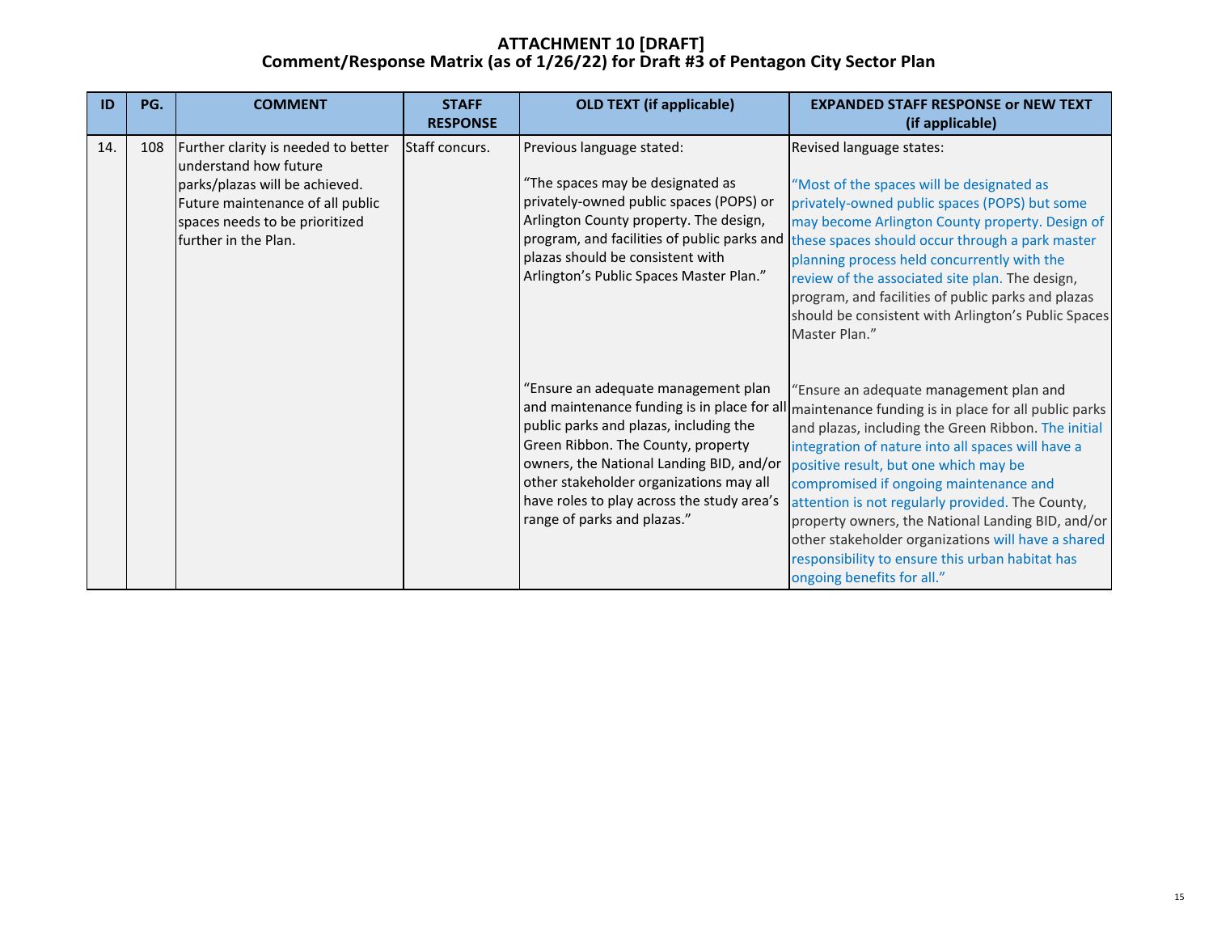# ATTACHMENT 10 [DRAFT]
## Comment/Response Matrix (as of 1/26/22) for Draft #3 of Pentagon City Sector Plan

| ID | PG. | COMMENT | STAFF RESPONSE | OLD TEXT (if applicable) | EXPANDED STAFF RESPONSE or NEW TEXT (if applicable) |
|---|---|---|---|---|---|
| 14. | 108 | Further clarity is needed to better understand how future parks/plazas will be achieved. Future maintenance of all public spaces needs to be prioritized further in the Plan. | Staff concurs. | Previous language stated:<br><br>"The spaces may be designated as privately-owned public spaces (POPS) or Arlington County property. The design, program, and facilities of public parks and plazas should be consistent with Arlington's Public Spaces Master Plan."<br><br>"Ensure an adequate management plan and maintenance funding is in place for all public parks and plazas, including the Green Ribbon. The County, property owners, the National Landing BID, and/or other stakeholder organizations may all have roles to play across the study area's range of parks and plazas." | Revised language states:<br><br>"Most of the spaces will be designated as privately-owned public spaces (POPS) but some may become Arlington County property. Design of these spaces should occur through a park master planning process held concurrently with the review of the associated site plan. The design, program, and facilities of public parks and plazas should be consistent with Arlington's Public Spaces Master Plan."<br><br>"Ensure an adequate management plan and maintenance funding is in place for all public parks and plazas, including the Green Ribbon. The initial integration of nature into all spaces will have a positive result, but one which may be compromised if ongoing maintenance and attention is not regularly provided. The County, property owners, the National Landing BID, and/or other stakeholder organizations will have a shared responsibility to ensure this urban habitat has ongoing benefits for all." |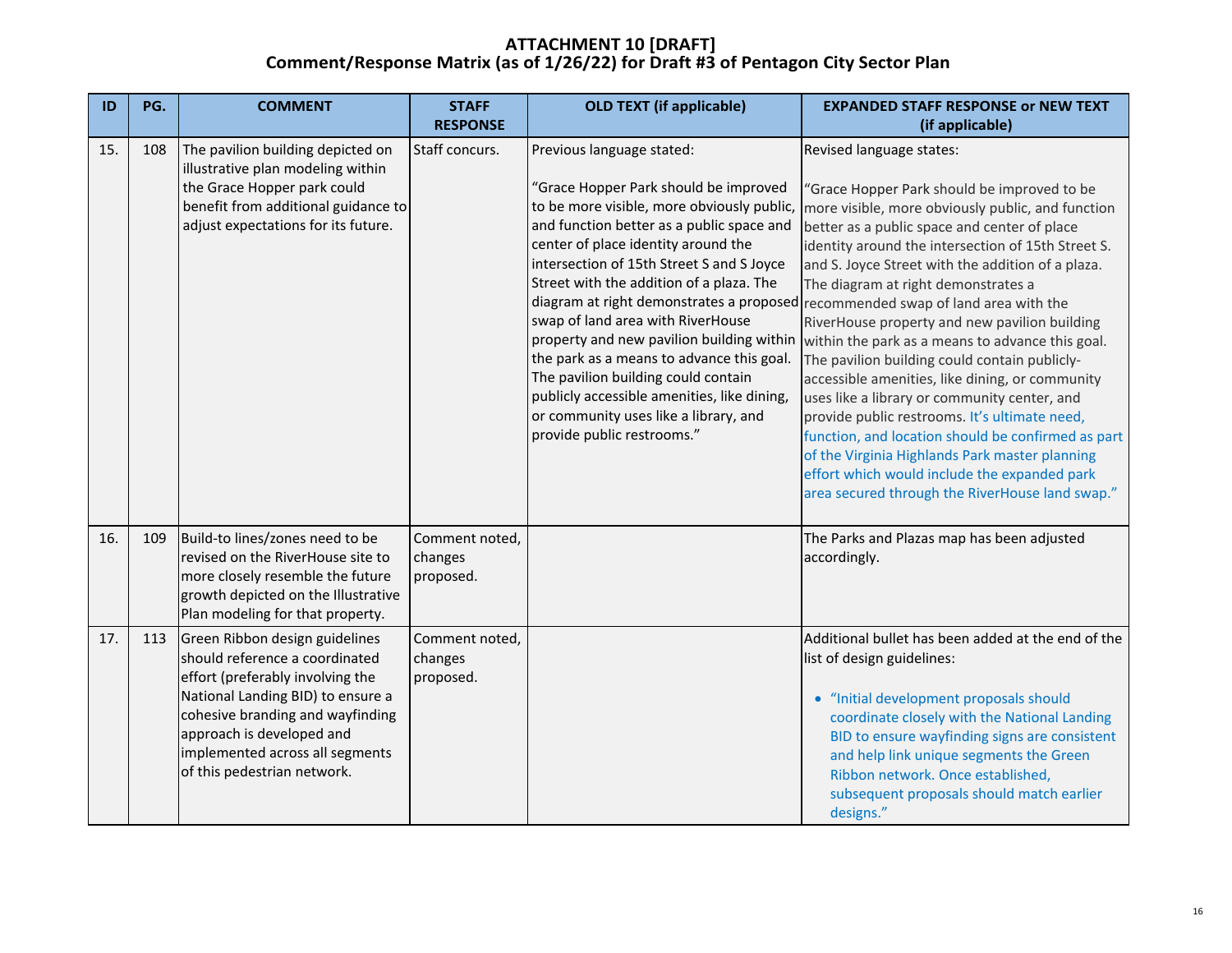# ATTACHMENT 10 [DRAFT]
## Comment/Response Matrix (as of 1/26/22) for Draft #3 of Pentagon City Sector Plan

| ID | PG. | COMMENT | STAFF RESPONSE | OLD TEXT (if applicable) | EXPANDED STAFF RESPONSE or NEW TEXT (if applicable) |
|---|---|---|---|---|---|
| 15. | 108 | The pavilion building depicted on illustrative plan modeling within the Grace Hopper park could benefit from additional guidance to adjust expectations for its future. | Staff concurs. | Previous language stated:<br><br>"Grace Hopper Park should be improved to be more visible, more obviously public, and function better as a public space and center of place identity around the intersection of 15th Street S and S Joyce Street with the addition of a plaza. The diagram at right demonstrates a proposed swap of land area with RiverHouse property and new pavilion building within the park as a means to advance this goal. The pavilion building could contain publicly accessible amenities, like dining, or community uses like a library, and provide public restrooms." | Revised language states:<br><br>"Grace Hopper Park should be improved to be more visible, more obviously public, and function better as a public space and center of place identity around the intersection of 15th Street S. and S. Joyce Street with the addition of a plaza. The diagram at right demonstrates a recommended swap of land area with the RiverHouse property and new pavilion building within the park as a means to advance this goal. The pavilion building could contain publicly-accessible amenities, like dining, or community uses like a library or community center, and provide public restrooms. It's ultimate need, function, and location should be confirmed as part of the Virginia Highlands Park master planning effort which would include the expanded park area secured through the RiverHouse land swap." |
| 16. | 109 | Build-to lines/zones need to be revised on the RiverHouse site to more closely resemble the future growth depicted on the Illustrative Plan modeling for that property. | Comment noted, changes proposed. | | The Parks and Plazas map has been adjusted accordingly. |
| 17. | 113 | Green Ribbon design guidelines should reference a coordinated effort (preferably involving the National Landing BID) to ensure a cohesive branding and wayfinding approach is developed and implemented across all segments of this pedestrian network. | Comment noted, changes proposed. | | Additional bullet has been added at the end of the list of design guidelines:<br><br>• "Initial development proposals should coordinate closely with the National Landing BID to ensure wayfinding signs are consistent and help link unique segments the Green Ribbon network. Once established, subsequent proposals should match earlier designs." |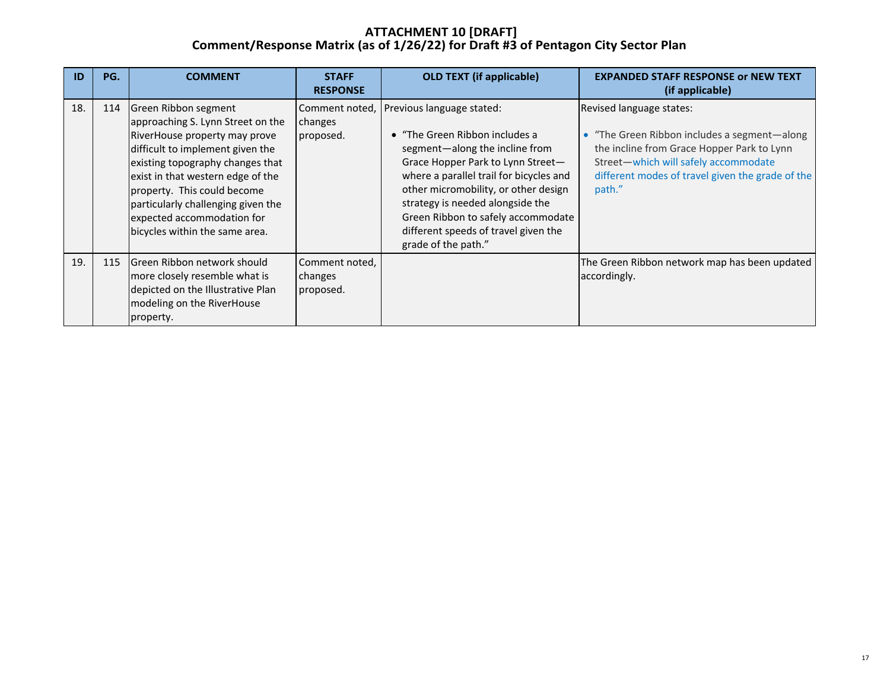# ATTACHMENT 10 [DRAFT]
## Comment/Response Matrix (as of 1/26/22) for Draft #3 of Pentagon City Sector Plan

| ID | PG. | COMMENT | STAFF RESPONSE | OLD TEXT (if applicable) | EXPANDED STAFF RESPONSE or NEW TEXT (if applicable) |
|---|---|---|---|---|---|
| 18. | 114 | Green Ribbon segment approaching S. Lynn Street on the RiverHouse property may prove difficult to implement given the existing topography changes that exist in that western edge of the property. This could become particularly challenging given the expected accommodation for bicycles within the same area. | Comment noted, changes proposed. | Previous language stated: <br><br>• "The Green Ribbon includes a segment—along the incline from Grace Hopper Park to Lynn Street—where a parallel trail for bicycles and other micromobility, or other design strategy is needed alongside the Green Ribbon to safely accommodate different speeds of travel given the grade of the path." | Revised language states: <br><br>• "The Green Ribbon includes a segment—along the incline from Grace Hopper Park to Lynn Street—which will safely accommodate different modes of travel given the grade of the path." |
| 19. | 115 | Green Ribbon network should more closely resemble what is depicted on the Illustrative Plan modeling on the RiverHouse property. | Comment noted, changes proposed. | | The Green Ribbon network map has been updated accordingly. |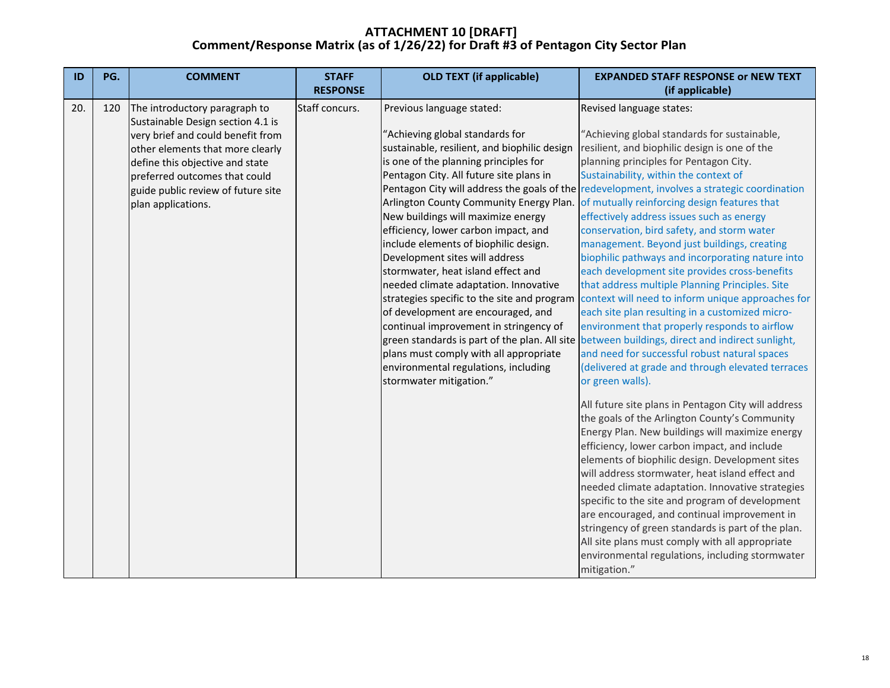# ATTACHMENT 10 [DRAFT]

## Comment/Response Matrix (as of 1/26/22) for Draft #3 of Pentagon City Sector Plan

| ID | PG. | COMMENT | STAFF RESPONSE | OLD TEXT (if applicable) | EXPANDED STAFF RESPONSE or NEW TEXT (if applicable) |
|---|---|---|---|---|---|
| 20. | 120 | The introductory paragraph to Sustainable Design section 4.1 is very brief and could benefit from other elements that more clearly define this objective and state preferred outcomes that could guide public review of future site plan applications. | Staff concurs. | Previous language stated:<br><br>"Achieving global standards for sustainable, resilient, and biophilic design is one of the planning principles for Pentagon City. All future site plans in Pentagon City will address the goals of the Arlington County Community Energy Plan. New buildings will maximize energy efficiency, lower carbon impact, and include elements of biophilic design. Development sites will address stormwater, heat island effect and needed climate adaptation. Innovative strategies specific to the site and program of development are encouraged, and continual improvement in stringency of green standards is part of the plan. All site plans must comply with all appropriate environmental regulations, including stormwater mitigation." | Revised language states:<br><br>"Achieving global standards for sustainable, resilient, and biophilic design is one of the planning principles for Pentagon City. Sustainability, within the context of redevelopment, involves a strategic coordination of mutually reinforcing design features that effectively address issues such as energy conservation, bird safety, and storm water management. Beyond just buildings, creating biophilic pathways and incorporating nature into each development site provides cross-benefits that address multiple Planning Principles. Site context will need to inform unique approaches for each site plan resulting in a customized micro-environment that properly responds to airflow between buildings, direct and indirect sunlight, and need for successful robust natural spaces (delivered at grade and through elevated terraces or green walls).<br><br>All future site plans in Pentagon City will address the goals of the Arlington County's Community Energy Plan. New buildings will maximize energy efficiency, lower carbon impact, and include elements of biophilic design. Development sites will address stormwater, heat island effect and needed climate adaptation. Innovative strategies specific to the site and program of development are encouraged, and continual improvement in stringency of green standards is part of the plan. All site plans must comply with all appropriate environmental regulations, including stormwater mitigation." |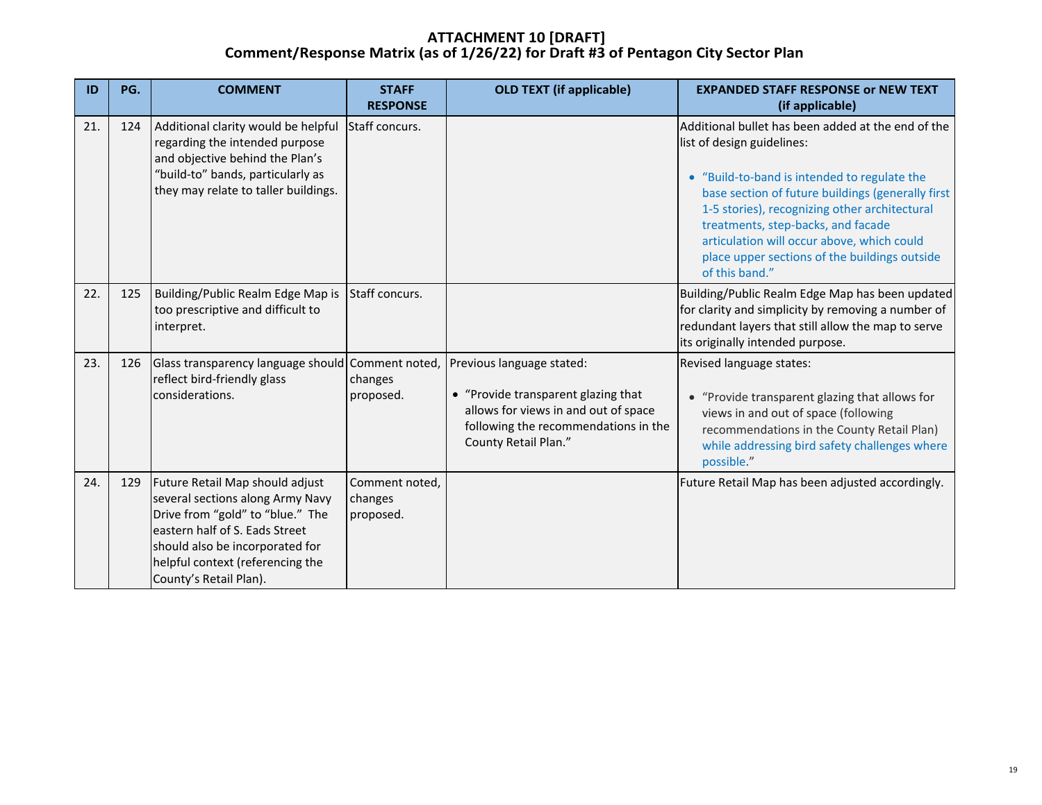# ATTACHMENT 10 [DRAFT]
## Comment/Response Matrix (as of 1/26/22) for Draft #3 of Pentagon City Sector Plan

| ID | PG. | COMMENT | STAFF RESPONSE | OLD TEXT (if applicable) | EXPANDED STAFF RESPONSE or NEW TEXT (if applicable) |
|---|---|---|---|---|---|
| 21. | 124 | Additional clarity would be helpful regarding the intended purpose and objective behind the Plan's "build-to" bands, particularly as they may relate to taller buildings. | Staff concurs. | | Additional bullet has been added at the end of the list of design guidelines:<br><br>• "Build-to-band is intended to regulate the base section of future buildings (generally first 1-5 stories), recognizing other architectural treatments, step-backs, and facade articulation will occur above, which could place upper sections of the buildings outside of this band." |
| 22. | 125 | Building/Public Realm Edge Map is too prescriptive and difficult to interpret. | Staff concurs. | | Building/Public Realm Edge Map has been updated for clarity and simplicity by removing a number of redundant layers that still allow the map to serve its originally intended purpose. |
| 23. | 126 | Glass transparency language should reflect bird-friendly glass considerations. | Comment noted, changes proposed. | Previous language stated:<br><br>• "Provide transparent glazing that allows for views in and out of space following the recommendations in the County Retail Plan." | Revised language states:<br><br>• "Provide transparent glazing that allows for views in and out of space (following recommendations in the County Retail Plan) while addressing bird safety challenges where possible." |
| 24. | 129 | Future Retail Map should adjust several sections along Army Navy Drive from "gold" to "blue." The eastern half of S. Eads Street should also be incorporated for helpful context (referencing the County's Retail Plan). | Comment noted, changes proposed. | | Future Retail Map has been adjusted accordingly. |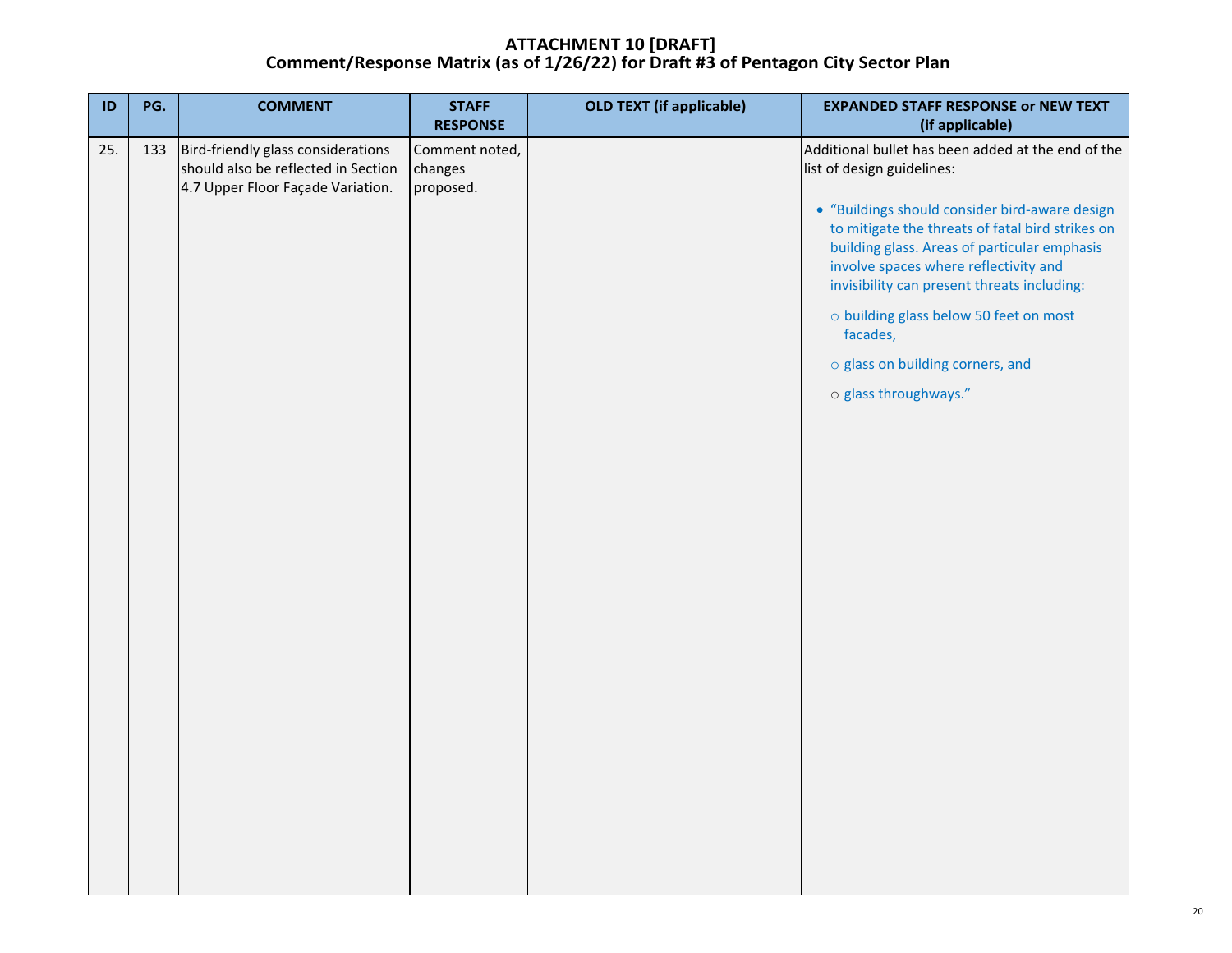# ATTACHMENT 10 [DRAFT]
## Comment/Response Matrix (as of 1/26/22) for Draft #3 of Pentagon City Sector Plan

| ID | PG. | COMMENT | STAFF RESPONSE | OLD TEXT (if applicable) | EXPANDED STAFF RESPONSE or NEW TEXT (if applicable) |
|---|---|---|---|---|---|
| 25. | 133 | Bird-friendly glass considerations should also be reflected in Section 4.7 Upper Floor Façade Variation. | Comment noted, changes proposed. | | Additional bullet has been added at the end of the list of design guidelines:<br><br>• "Buildings should consider bird-aware design to mitigate the threats of fatal bird strikes on building glass. Areas of particular emphasis involve spaces where reflectivity and invisibility can present threats including:<br>○ building glass below 50 feet on most facades,<br>○ glass on building corners, and<br>○ glass throughways." |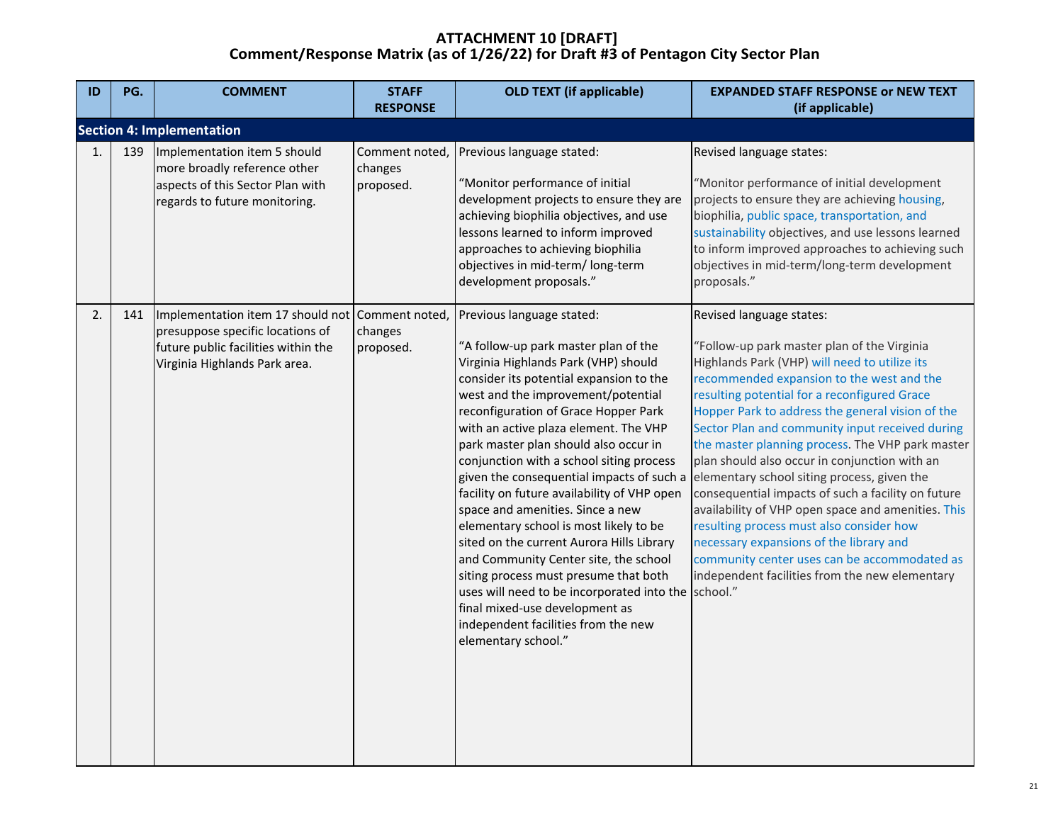# ATTACHMENT 10 [DRAFT]
## Comment/Response Matrix (as of 1/26/22) for Draft #3 of Pentagon City Sector Plan

| ID | PG. | COMMENT | STAFF RESPONSE | OLD TEXT (if applicable) | EXPANDED STAFF RESPONSE or NEW TEXT (if applicable) |
|---|---|---|---|---|---|
| **Section 4: Implementation** | | | | | |
| 1. | 139 | Implementation item 5 should more broadly reference other aspects of this Sector Plan with regards to future monitoring. | Comment noted, changes proposed. | Previous language stated:<br><br>"Monitor performance of initial development projects to ensure they are achieving biophilia objectives, and use lessons learned to inform improved approaches to achieving biophilia objectives in mid-term/ long-term development proposals." | Revised language states:<br><br>"Monitor performance of initial development projects to ensure they are achieving housing, biophilia, public space, transportation, and sustainability objectives, and use lessons learned to inform improved approaches to achieving such objectives in mid-term/long-term development proposals." |
| 2. | 141 | Implementation item 17 should not presuppose specific locations of future public facilities within the Virginia Highlands Park area. | Comment noted, changes proposed. | Previous language stated:<br><br>"A follow-up park master plan of the Virginia Highlands Park (VHP) should consider its potential expansion to the west and the improvement/potential reconfiguration of Grace Hopper Park with an active plaza element. The VHP park master plan should also occur in conjunction with a school siting process given the consequential impacts of such a facility on future availability of VHP open space and amenities. Since a new elementary school is most likely to be sited on the current Aurora Hills Library and Community Center site, the school siting process must presume that both uses will need to be incorporated into the final mixed-use development as independent facilities from the new elementary school." | Revised language states:<br><br>"Follow-up park master plan of the Virginia Highlands Park (VHP) will need to utilize its recommended expansion to the west and the resulting potential for a reconfigured Grace Hopper Park to address the general vision of the Sector Plan and community input received during the master planning process. The VHP park master plan should also occur in conjunction with an elementary school siting process, given the consequential impacts of such a facility on future availability of VHP open space and amenities. This resulting process must also consider how necessary expansions of the library and community center uses can be accommodated as independent facilities from the new elementary school." |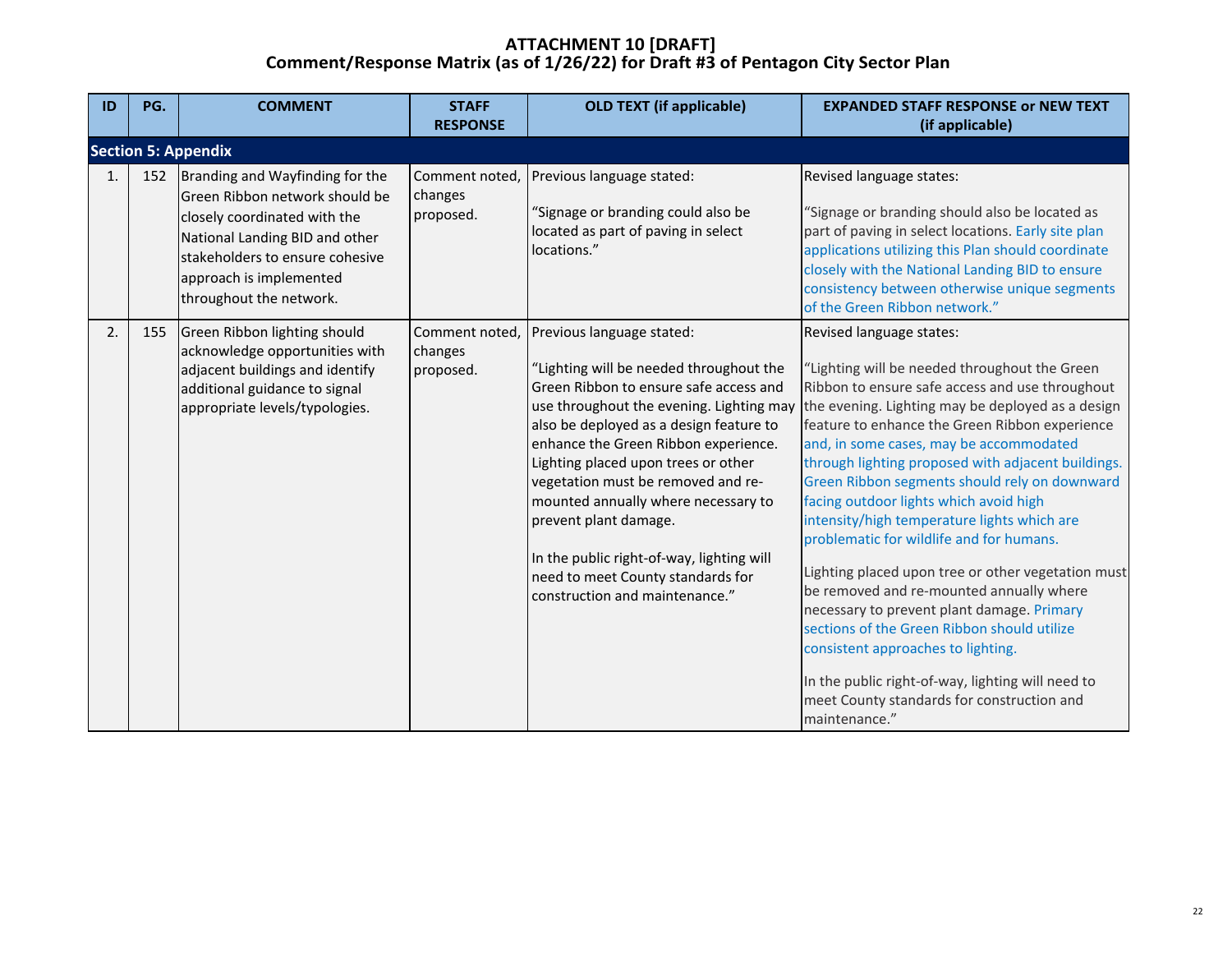# ATTACHMENT 10 [DRAFT]
## Comment/Response Matrix (as of 1/26/22) for Draft #3 of Pentagon City Sector Plan

| ID | PG. | COMMENT | STAFF RESPONSE | OLD TEXT (if applicable) | EXPANDED STAFF RESPONSE or NEW TEXT (if applicable) |
|---|---|---|---|---|---|
| **Section 5: Appendix** | | | | | |
| 1. | 152 | Branding and Wayfinding for the Green Ribbon network should be closely coordinated with the National Landing BID and other stakeholders to ensure cohesive approach is implemented throughout the network. | Comment noted, changes proposed. | Previous language stated:<br><br>"Signage or branding could also be located as part of paving in select locations." | Revised language states:<br><br>"Signage or branding should also be located as part of paving in select locations. Early site plan applications utilizing this Plan should coordinate closely with the National Landing BID to ensure consistency between otherwise unique segments of the Green Ribbon network." |
| 2. | 155 | Green Ribbon lighting should acknowledge opportunities with adjacent buildings and identify additional guidance to signal appropriate levels/typologies. | Comment noted, changes proposed. | Previous language stated:<br><br>"Lighting will be needed throughout the Green Ribbon to ensure safe access and use throughout the evening. Lighting may also be deployed as a design feature to enhance the Green Ribbon experience. Lighting placed upon trees or other vegetation must be removed and re-mounted annually where necessary to prevent plant damage.<br><br>In the public right-of-way, lighting will need to meet County standards for construction and maintenance." | Revised language states:<br><br>"Lighting will be needed throughout the Green Ribbon to ensure safe access and use throughout the evening. Lighting may be deployed as a design feature to enhance the Green Ribbon experience and, in some cases, may be accommodated through lighting proposed with adjacent buildings. Green Ribbon segments should rely on downward facing outdoor lights which avoid high intensity/high temperature lights which are problematic for wildlife and for humans.<br><br>Lighting placed upon tree or other vegetation must be removed and re-mounted annually where necessary to prevent plant damage. Primary sections of the Green Ribbon should utilize consistent approaches to lighting.<br><br>In the public right-of-way, lighting will need to meet County standards for construction and maintenance." |